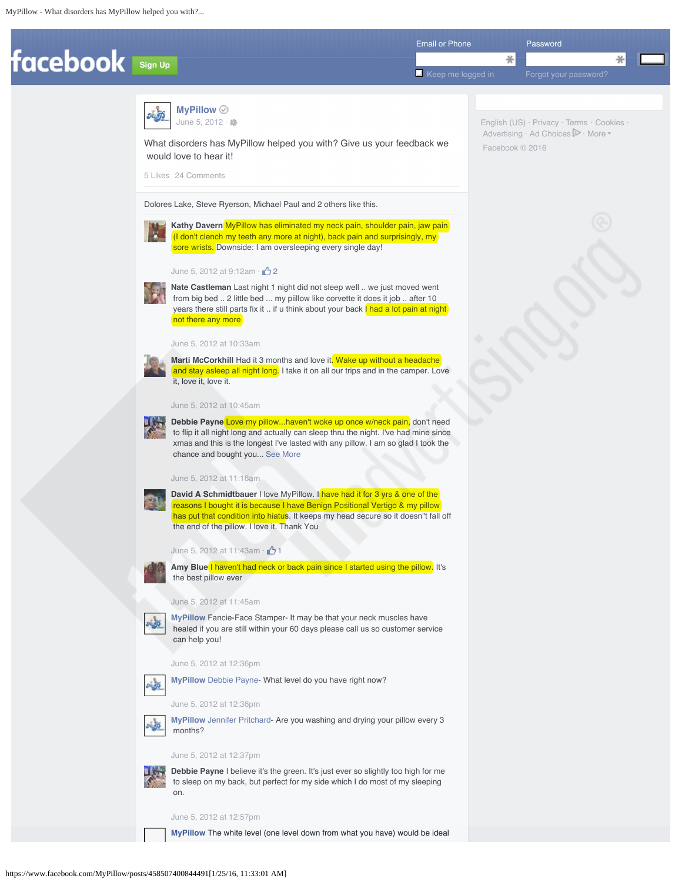facebook Sign Up

Email or Phone | Password

Keep me logged in | Forgot your password?

**MyPillow**
June 5, 2012

What disorders has MyPillow helped you with? Give us your feedback we would love to hear it!

5 Likes 24 Comments

Dolores Lake, Steve Ryerson, Michael Paul and 2 others like this.

**Kathy Davern** MyPillow has eliminated my neck pain, shoulder pain, jaw pain (I don't clench my teeth any more at night), back pain and surprisingly, my sore wrists. Downside: I am oversleeping every single day!

June 5, 2012 at 9:12am · 2

**Nate Castleman** Last night 1 night did not sleep well .. we just moved went from big bed .. 2 little bed ... my piillow like corvette it does it job .. after 10 years there still parts fix it .. if u think about your back I had a lot pain at night not there any more

June 5, 2012 at 10:33am

**Marti McCorkhill** Had it 3 months and love it. Wake up without a headache and stay asleep all night long. I take it on all our trips and in the camper. Love it, love it, love it.

June 5, 2012 at 10:45am

**Debbie Payne** Love my pillow...haven't woke up once w/neck pain, don't need to flip it all night long and actually can sleep thru the night. I've had mine since xmas and this is the longest I've lasted with any pillow. I am so glad I took the chance and bought you... See More

June 5, 2012 at 11:16am

**David A Schmidtbauer** I love MyPillow. I have had it for 3 yrs & one of the reasons I bought it is because I have Benign Positional Vertigo & my pillow has put that condition into hiatus. It keeps my head secure so it doesn"t fall off the end of the pillow. I love it. Thank You

June 5, 2012 at 11:43am · 1

**Amy Blue** I haven't had neck or back pain since I started using the pillow. It's the best pillow ever

June 5, 2012 at 11:45am

**MyPillow** Fancie-Face Stamper- It may be that your neck muscles have healed if you are still within your 60 days please call us so customer service can help you!

June 5, 2012 at 12:36pm

**MyPillow** Debbie Payne- What level do you have right now?

June 5, 2012 at 12:36pm

**MyPillow** Jennifer Pritchard- Are you washing and drying your pillow every 3 months?

June 5, 2012 at 12:37pm

**Debbie Payne** I believe it's the green. It's just ever so slightly too high for me to sleep on my back, but perfect for my side which I do most of my sleeping on.

June 5, 2012 at 12:57pm

**MyPillow** The white level (one level down from what you have) would be ideal

English (US) · Privacy · Terms · Cookies · Advertising · Ad Choices · More
Facebook © 2016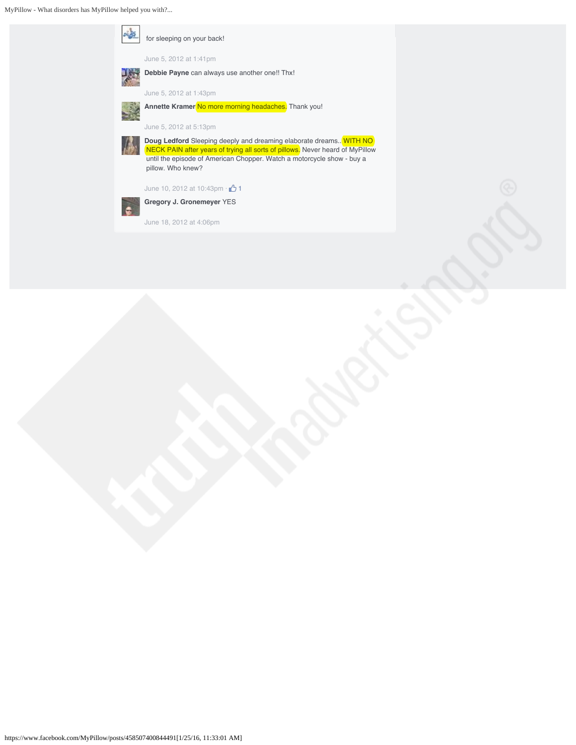for sleeping on your back!

June 5, 2012 at 1:41pm

**Debbie Payne** can always use another one!! Thx!

June 5, 2012 at 1:43pm

**Annette Kramer** No more morning headaches. Thank you!

June 5, 2012 at 5:13pm

**Doug Ledford** Sleeping deeply and dreaming elaborate dreams.. WITH NO NECK PAIN after years of trying all sorts of pillows. Never heard of MyPillow until the episode of American Chopper. Watch a motorcycle show - buy a pillow. Who knew?

June 10, 2012 at 10:43pm · 1

**Gregory J. Gronemeyer** YES

June 18, 2012 at 4:06pm